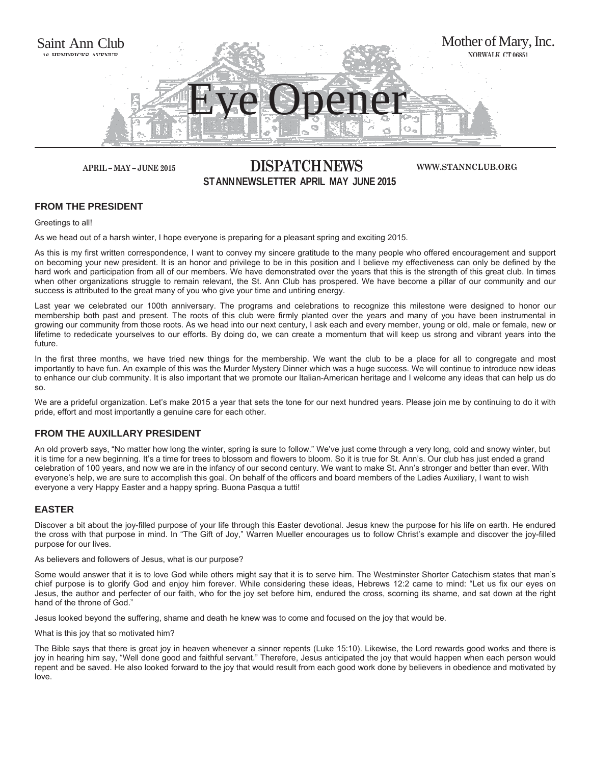Saint Ann Club

16 HENDRICKS AVENUE

Mother of Mary, Inc.

NORWALK, CT 06851

# Eye Opener

APRIL – MAY – JUNE 2015

## DISPATCH NEWS

WWW.STANNCLUB.ORG

**ST ANN NEWSLETTER APRIL MAY JUNE 2015**

### FROM THE PRESIDENT

Greetings to all!

As we head out of a harsh winter, I hope everyone is preparing for a pleasant spring and exciting 2015.

As this is my first written correspondence, I want to convey my sincere gratitude to the many people who offered encouragement and support on becoming your new president. It is an honor and privilege to be in this position and I believe my effectiveness can only be defined by the hard work and participation from all of our members. We have demonstrated over the years that this is the strength of this great club. In times when other organizations struggle to remain relevant, the St. Ann Club has prospered. We have become a pillar of our community and our success is attributed to the great many of you who give your time and untiring energy.

Last year we celebrated our 100th anniversary. The programs and celebrations to recognize this milestone were designed to honor our membership both past and present. The roots of this club were firmly planted over the years and many of you have been instrumental in growing our community from those roots. As we head into our next century, I ask each and every member, young or old, male or female, new or lifetime to rededicate yourselves to our efforts. By doing do, we can create a momentum that will keep us strong and vibrant years into the future.

In the first three months, we have tried new things for the membership. We want the club to be a place for all to congregate and most importantly to have fun. An example of this was the Murder Mystery Dinner which was a huge success. We will continue to introduce new ideas to enhance our club community. It is also important that we promote our Italian-American heritage and I welcome any ideas that can help us do so.

We are a prideful organization. Let's make 2015 a year that sets the tone for our next hundred years. Please join me by continuing to do it with pride, effort and most importantly a genuine care for each other.

### FROM THE AUXILLARY PRESIDENT

An old proverb says, "No matter how long the winter, spring is sure to follow." We've just come through a very long, cold and snowy winter, but it is time for a new beginning. It's a time for trees to blossom and flowers to bloom. So it is true for St. Ann's. Our club has just ended a grand celebration of 100 years, and now we are in the infancy of our second century. We want to make St. Ann's stronger and better than ever. With everyone's help, we are sure to accomplish this goal. On behalf of the officers and board members of the Ladies Auxiliary, I want to wish everyone a very Happy Easter and a happy spring. Buona Pasqua a tutti!

### EASTER

Discover a bit about the joy-filled purpose of your life through this Easter devotional. Jesus knew the purpose for his life on earth. He endured the cross with that purpose in mind. In "The Gift of Joy," Warren Mueller encourages us to follow Christ's example and discover the joy-filled purpose for our lives.

As believers and followers of Jesus, what is our purpose?

Some would answer that it is to love God while others might say that it is to serve him. The Westminster Shorter Catechism states that man's chief purpose is to glorify God and enjoy him forever. While considering these ideas, Hebrews 12:2 came to mind: "Let us fix our eyes on Jesus, the author and perfecter of our faith, who for the joy set before him, endured the cross, scorning its shame, and sat down at the right hand of the throne of God."

Jesus looked beyond the suffering, shame and death he knew was to come and focused on the joy that would be.

What is this joy that so motivated him?

The Bible says that there is great joy in heaven whenever a sinner repents (Luke 15:10). Likewise, the Lord rewards good works and there is joy in hearing him say, "Well done good and faithful servant." Therefore, Jesus anticipated the joy that would happen when each person would repent and be saved. He also looked forward to the joy that would result from each good work done by believers in obedience and motivated by love.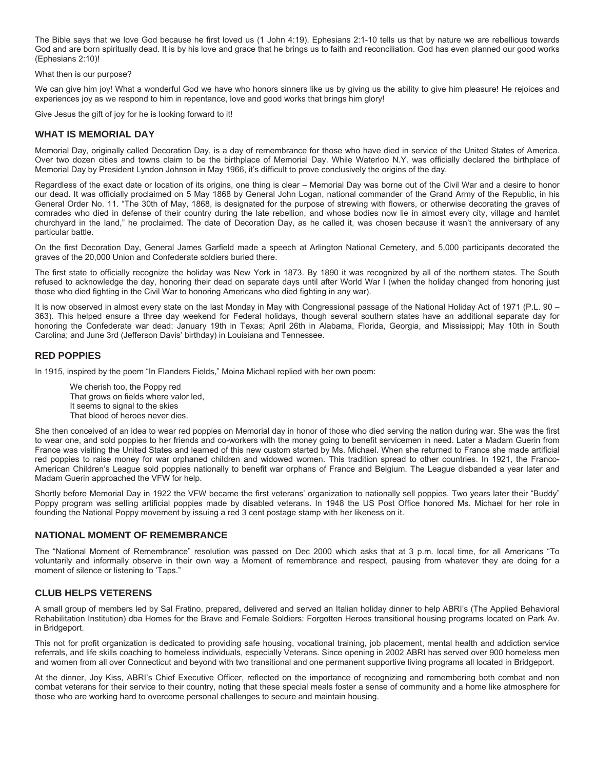The Bible says that we love God because he first loved us (1 John 4:19). Ephesians 2:1-10 tells us that by nature we are rebellious towards God and are born spiritually dead. It is by his love and grace that he brings us to faith and reconciliation. God has even planned our good works (Ephesians 2:10)!

What then is our purpose?

We can give him joy! What a wonderful God we have who honors sinners like us by giving us the ability to give him pleasure! He rejoices and experiences joy as we respond to him in repentance, love and good works that brings him glory!

Give Jesus the gift of joy for he is looking forward to it!

## WHAT IS MEMORIAL DAY

Memorial Day, originally called Decoration Day, is a day of remembrance for those who have died in service of the United States of America. Over two dozen cities and towns claim to be the birthplace of Memorial Day. While Waterloo N.Y. was officially declared the birthplace of Memorial Day by President Lyndon Johnson in May 1966, it's difficult to prove conclusively the origins of the day.

Regardless of the exact date or location of its origins, one thing is clear – Memorial Day was borne out of the Civil War and a desire to honor our dead. It was officially proclaimed on 5 May 1868 by General John Logan, national commander of the Grand Army of the Republic, in his General Order No. 11. "The 30th of May, 1868, is designated for the purpose of strewing with flowers, or otherwise decorating the graves of comrades who died in defense of their country during the late rebellion, and whose bodies now lie in almost every city, village and hamlet churchyard in the land," he proclaimed. The date of Decoration Day, as he called it, was chosen because it wasn't the anniversary of any particular battle.

On the first Decoration Day, General James Garfield made a speech at Arlington National Cemetery, and 5,000 participants decorated the graves of the 20,000 Union and Confederate soldiers buried there.

The first state to officially recognize the holiday was New York in 1873. By 1890 it was recognized by all of the northern states. The South refused to acknowledge the day, honoring their dead on separate days until after World War I (when the holiday changed from honoring just those who died fighting in the Civil War to honoring Americans who died fighting in any war).

It is now observed in almost every state on the last Monday in May with Congressional passage of the National Holiday Act of 1971 (P.L. 90 – 363). This helped ensure a three day weekend for Federal holidays, though several southern states have an additional separate day for honoring the Confederate war dead: January 19th in Texas; April 26th in Alabama, Florida, Georgia, and Mississippi; May 10th in South Carolina; and June 3rd (Jefferson Davis' birthday) in Louisiana and Tennessee.

## RED POPPIES

In 1915, inspired by the poem "In Flanders Fields," Moina Michael replied with her own poem:

> We cherish too, the Poppy red
> That grows on fields where valor led,
> It seems to signal to the skies
> That blood of heroes never dies.

She then conceived of an idea to wear red poppies on Memorial day in honor of those who died serving the nation during war. She was the first to wear one, and sold poppies to her friends and co-workers with the money going to benefit servicemen in need. Later a Madam Guerin from France was visiting the United States and learned of this new custom started by Ms. Michael. When she returned to France she made artificial red poppies to raise money for war orphaned children and widowed women. This tradition spread to other countries. In 1921, the Franco-American Children's League sold poppies nationally to benefit war orphans of France and Belgium. The League disbanded a year later and Madam Guerin approached the VFW for help.

Shortly before Memorial Day in 1922 the VFW became the first veterans' organization to nationally sell poppies. Two years later their "Buddy" Poppy program was selling artificial poppies made by disabled veterans. In 1948 the US Post Office honored Ms. Michael for her role in founding the National Poppy movement by issuing a red 3 cent postage stamp with her likeness on it.

## NATIONAL MOMENT OF REMEMBRANCE

The "National Moment of Remembrance" resolution was passed on Dec 2000 which asks that at 3 p.m. local time, for all Americans "To voluntarily and informally observe in their own way a Moment of remembrance and respect, pausing from whatever they are doing for a moment of silence or listening to 'Taps."

## CLUB HELPS VETERENS

A small group of members led by Sal Fratino, prepared, delivered and served an Italian holiday dinner to help ABRI's (The Applied Behavioral Rehabilitation Institution) dba Homes for the Brave and Female Soldiers: Forgotten Heroes transitional housing programs located on Park Av. in Bridgeport.

This not for profit organization is dedicated to providing safe housing, vocational training, job placement, mental health and addiction service referrals, and life skills coaching to homeless individuals, especially Veterans. Since opening in 2002 ABRI has served over 900 homeless men and women from all over Connecticut and beyond with two transitional and one permanent supportive living programs all located in Bridgeport.

At the dinner, Joy Kiss, ABRI's Chief Executive Officer, reflected on the importance of recognizing and remembering both combat and non combat veterans for their service to their country, noting that these special meals foster a sense of community and a home like atmosphere for those who are working hard to overcome personal challenges to secure and maintain housing.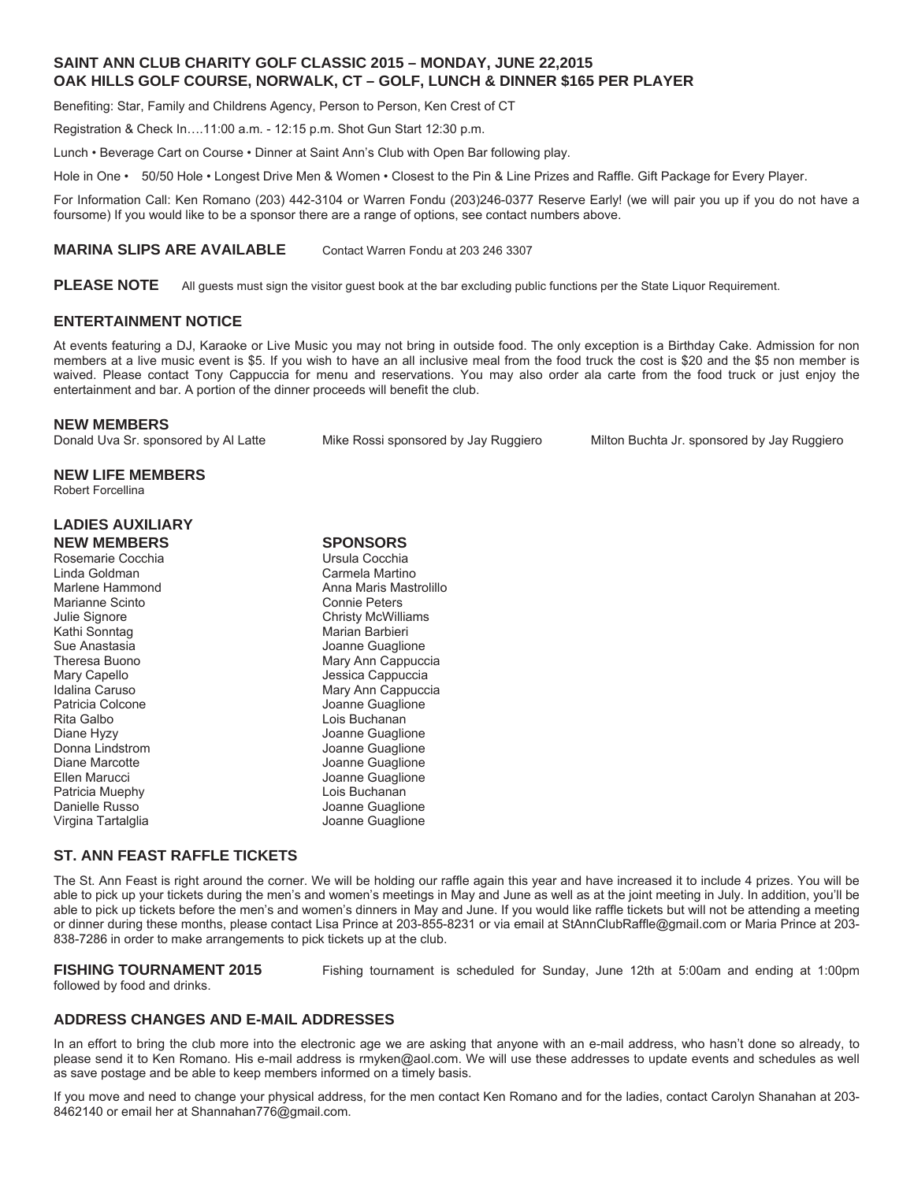## SAINT ANN CLUB CHARITY GOLF CLASSIC 2015 – MONDAY, JUNE 22,2015
## OAK HILLS GOLF COURSE, NORWALK, CT – GOLF, LUNCH & DINNER $165 PER PLAYER

Benefiting: Star, Family and Childrens Agency, Person to Person, Ken Crest of CT

Registration & Check In….11:00 a.m. - 12:15 p.m. Shot Gun Start 12:30 p.m.

Lunch • Beverage Cart on Course • Dinner at Saint Ann's Club with Open Bar following play.

Hole in One • 50/50 Hole • Longest Drive Men & Women • Closest to the Pin & Line Prizes and Raffle. Gift Package for Every Player.

For Information Call: Ken Romano (203) 442-3104 or Warren Fondu (203)246-0377 Reserve Early! (we will pair you up if you do not have a foursome) If you would like to be a sponsor there are a range of options, see contact numbers above.

**MARINA SLIPS ARE AVAILABLE** Contact Warren Fondu at 203 246 3307

**PLEASE NOTE** All guests must sign the visitor guest book at the bar excluding public functions per the State Liquor Requirement.

### ENTERTAINMENT NOTICE

At events featuring a DJ, Karaoke or Live Music you may not bring in outside food. The only exception is a Birthday Cake. Admission for non members at a live music event is $5. If you wish to have an all inclusive meal from the food truck the cost is $20 and the $5 non member is waived. Please contact Tony Cappuccia for menu and reservations. You may also order ala carte from the food truck or just enjoy the entertainment and bar. A portion of the dinner proceeds will benefit the club.

### NEW MEMBERS

Donald Uva Sr. sponsored by Al Latte
Mike Rossi sponsored by Jay Ruggiero
Milton Buchta Jr. sponsored by Jay Ruggiero

### NEW LIFE MEMBERS

Robert Forcellina

### LADIES AUXILIARY

| NEW MEMBERS | SPONSORS |
|---|---|
| Rosemarie Cocchia | Ursula Cocchia |
| Linda Goldman | Carmela Martino |
| Marlene Hammond | Anna Maris Mastrolillo |
| Marianne Scinto | Connie Peters |
| Julie Signore | Christy McWilliams |
| Kathi Sonntag | Marian Barbieri |
| Sue Anastasia | Joanne Guaglione |
| Theresa Buono | Mary Ann Cappuccia |
| Mary Capello | Jessica Cappuccia |
| Idalina Caruso | Mary Ann Cappuccia |
| Patricia Colcone | Joanne Guaglione |
| Rita Galbo | Lois Buchanan |
| Diane Hyzy | Joanne Guaglione |
| Donna Lindstrom | Joanne Guaglione |
| Diane Marcotte | Joanne Guaglione |
| Ellen Marucci | Joanne Guaglione |
| Patricia Muephy | Lois Buchanan |
| Danielle Russo | Joanne Guaglione |
| Virgina Tartalglia | Joanne Guaglione |

### ST. ANN FEAST RAFFLE TICKETS

The St. Ann Feast is right around the corner. We will be holding our raffle again this year and have increased it to include 4 prizes. You will be able to pick up your tickets during the men's and women's meetings in May and June as well as at the joint meeting in July. In addition, you'll be able to pick up tickets before the men's and women's dinners in May and June. If you would like raffle tickets but will not be attending a meeting or dinner during these months, please contact Lisa Prince at 203-855-8231 or via email at StAnnClubRaffle@gmail.com or Maria Prince at 203-838-7286 in order to make arrangements to pick tickets up at the club.

**FISHING TOURNAMENT 2015** Fishing tournament is scheduled for Sunday, June 12th at 5:00am and ending at 1:00pm followed by food and drinks.

### ADDRESS CHANGES AND E-MAIL ADDRESSES

In an effort to bring the club more into the electronic age we are asking that anyone with an e-mail address, who hasn't done so already, to please send it to Ken Romano. His e-mail address is rmyken@aol.com. We will use these addresses to update events and schedules as well as save postage and be able to keep members informed on a timely basis.

If you move and need to change your physical address, for the men contact Ken Romano and for the ladies, contact Carolyn Shanahan at 203-8462140 or email her at Shannahan776@gmail.com.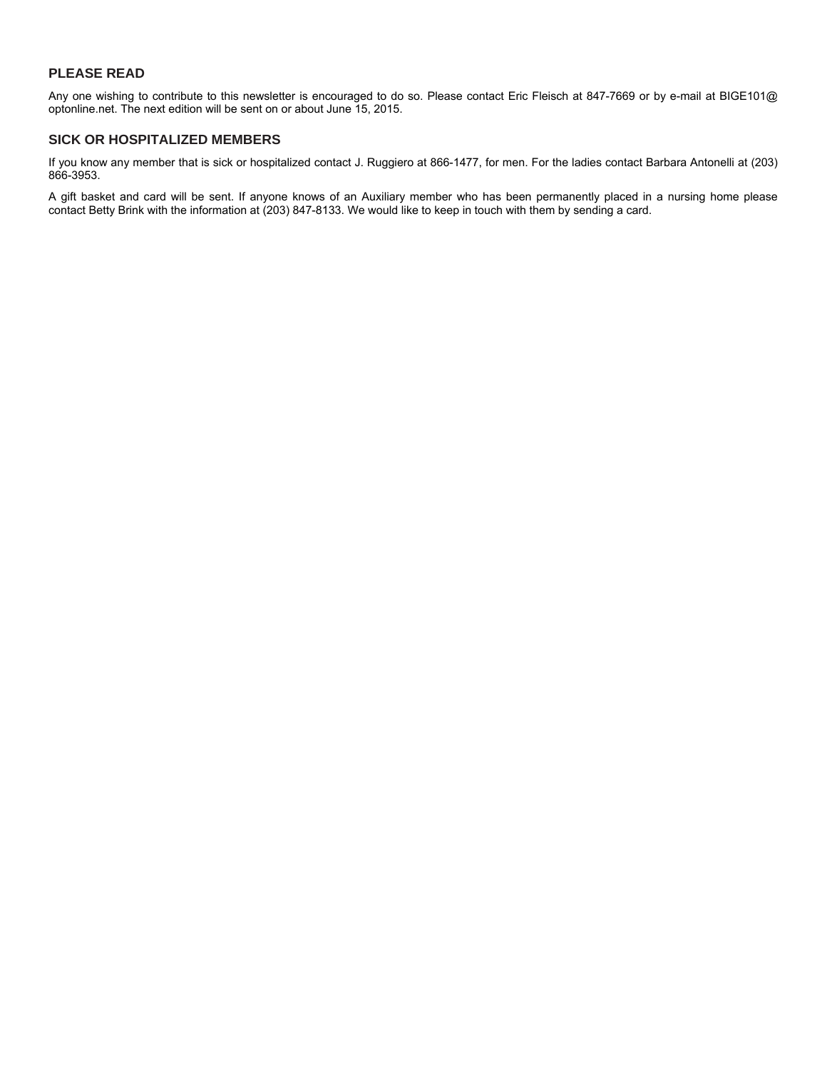## PLEASE READ

Any one wishing to contribute to this newsletter is encouraged to do so. Please contact Eric Fleisch at 847-7669 or by e-mail at BIGE101@ optonline.net. The next edition will be sent on or about June 15, 2015.

## SICK OR HOSPITALIZED MEMBERS

If you know any member that is sick or hospitalized contact J. Ruggiero at 866-1477, for men. For the ladies contact Barbara Antonelli at (203) 866-3953.

A gift basket and card will be sent. If anyone knows of an Auxiliary member who has been permanently placed in a nursing home please contact Betty Brink with the information at (203) 847-8133. We would like to keep in touch with them by sending a card.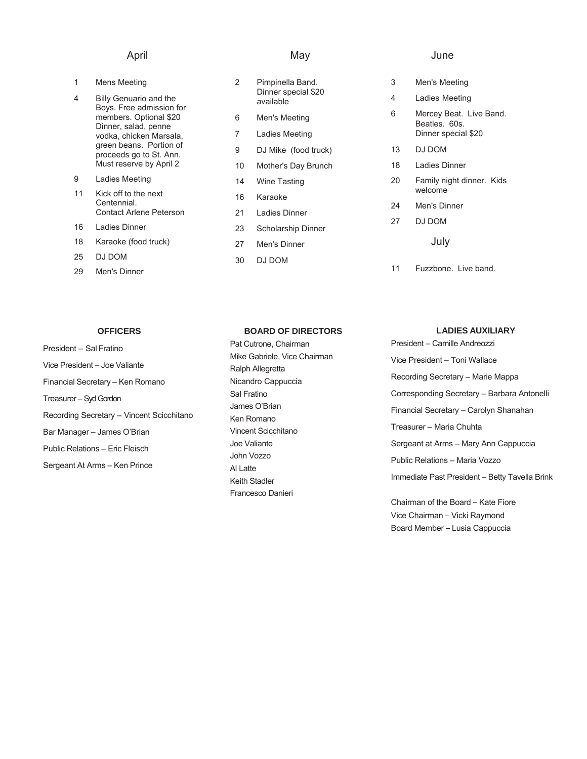## April

- 1 Mens Meeting
- 4 Billy Genuario and the Boys. Free admission for members. Optional $20 Dinner, salad, penne vodka, chicken Marsala, green beans. Portion of proceeds go to St. Ann. Must reserve by April 2
- 9 Ladies Meeting
- 11 Kick off to the next Centennial. Contact Arlene Peterson
- 16 Ladies Dinner
- 18 Karaoke (food truck)
- 25 DJ DOM
- 29 Men's Dinner

## May

- 2 Pimpinella Band. Dinner special $20 available
- 6 Men's Meeting
- 7 Ladies Meeting
- 9 DJ Mike (food truck)
- 10 Mother's Day Brunch
- 14 Wine Tasting
- 16 Karaoke
- 21 Ladies Dinner
- 23 Scholarship Dinner
- 27 Men's Dinner
- 30 DJ DOM

## June

- 3 Men's Meeting
- 4 Ladies Meeting
- 6 Mercey Beat. Live Band. Beatles. 60s. Dinner special $20
- 13 DJ DOM
- 18 Ladies Dinner
- 20 Family night dinner. Kids welcome
- 24 Men's Dinner
- 27 DJ DOM

## July

- 11 Fuzzbone. Live band.

### OFFICERS

President – Sal Fratino

Vice President – Joe Valiante

Financial Secretary – Ken Romano

Treasurer – Syd Gordon

Recording Secretary – Vincent Scicchitano

Bar Manager – James O'Brian

Public Relations – Eric Fleisch

Sergeant At Arms – Ken Prince

### BOARD OF DIRECTORS

Pat Cutrone, Chairman
Mike Gabriele, Vice Chairman
Ralph Allegretta
Nicandro Cappuccia
Sal Fratino
James O'Brian
Ken Romano
Vincent Scicchitano
Joe Valiante
John Vozzo
Al Latte
Keith Stadler
Francesco Danieri

### LADIES AUXILIARY

President – Camille Andreozzi

Vice President – Toni Wallace

Recording Secretary – Marie Mappa

Corresponding Secretary – Barbara Antonelli

Financial Secretary – Carolyn Shanahan

Treasurer – Maria Chuhta

Sergeant at Arms – Mary Ann Cappuccia

Public Relations – Maria Vozzo

Immediate Past President – Betty Tavella Brink

Chairman of the Board – Kate Fiore
Vice Chairman – Vicki Raymond
Board Member – Lusia Cappuccia